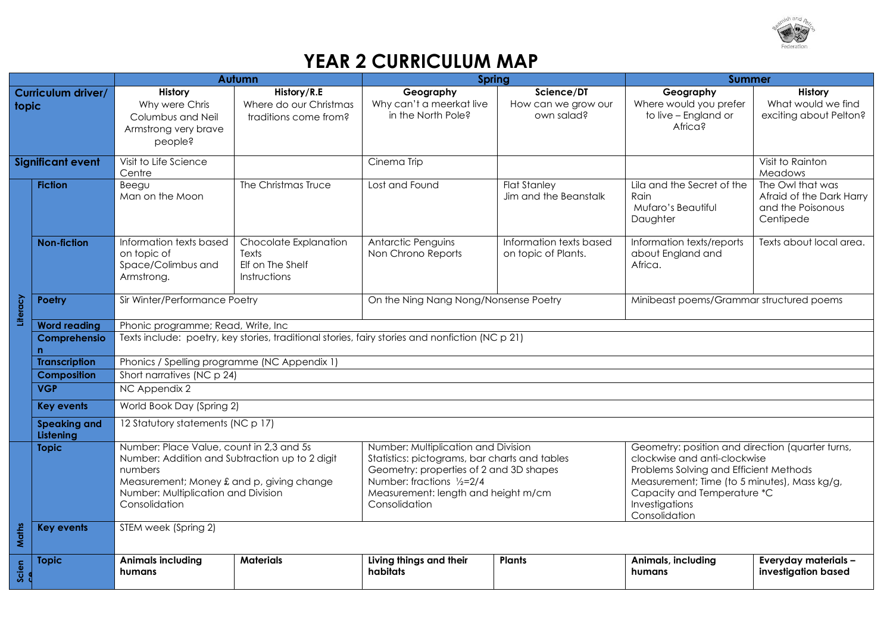# YEAR 2 CURRICULUM MAP

| | | Autumn | | Spring | | Summer | |
|---|---|---|---|---|---|---|---|
| **Curriculum driver/ topic** | | **History** Why were Chris Columbus and Neil Armstrong very brave people? | **History/R.E** Where do our Christmas traditions come from? | **Geography** Why can't a meerkat live in the North Pole? | **Science/DT** How can we grow our own salad? | **Geography** Where would you prefer to live – England or Africa? | **History** What would we find exciting about Pelton? |
| **Significant event** | | Visit to Life Science Centre | | Cinema Trip | | | Visit to Rainton Meadows |
| Literacy | **Fiction** | Beegu<br>Man on the Moon | The Christmas Truce | Lost and Found | Flat Stanley<br>Jim and the Beanstalk | Lila and the Secret of the Rain<br>Mufaro's Beautiful Daughter | The Owl that was Afraid of the Dark Harry and the Poisonous Centipede |
| | **Non-fiction** | Information texts based on topic of Space/Colimbus and Armstrong. | Chocolate Explanation Texts<br>Elf on The Shelf Instructions | Antarctic Penguins<br>Non Chrono Reports | Information texts based on topic of Plants. | Information texts/reports about England and Africa. | Texts about local area. |
| | **Poetry** | Sir Winter/Performance Poetry | | On the Ning Nang Nong/Nonsense Poetry | | Minibeast poems/Grammar structured poems | |
| | **Word reading** | Phonic programme; Read, Write, Inc | | | | | |
| | **Comprehension** | Texts include: poetry, key stories, traditional stories, fairy stories and nonfiction (NC p 21) | | | | | |
| | **Transcription** | Phonics / Spelling programme (NC Appendix 1) | | | | | |
| | **Composition** | Short narratives (NC p 24) | | | | | |
| | **VGP** | NC Appendix 2 | | | | | |
| | **Key events** | World Book Day (Spring 2) | | | | | |
| | **Speaking and Listening** | 12 Statutory statements (NC p 17) | | | | | |
| Maths | **Topic** | Number: Place Value, count in 2,3 and 5s<br>Number: Addition and Subtraction up to 2 digit numbers<br>Measurement; Money £ and p, giving change<br>Number: Multiplication and Division<br>Consolidation | | Number: Multiplication and Division<br>Statistics: pictograms, bar charts and tables<br>Geometry: properties of 2 and 3D shapes<br>Number: fractions ½=2/4<br>Measurement: length and height m/cm<br>Consolidation | | Geometry: position and direction (quarter turns, clockwise and anti-clockwise<br>Problems Solving and Efficient Methods<br>Measurement; Time (to 5 minutes), Mass kg/g, Capacity and Temperature *C<br>Investigations<br>Consolidation | |
| | **Key events** | STEM week (Spring 2) | | | | | |
| Science | **Topic** | **Animals including humans** | **Materials** | **Living things and their habitats** | **Plants** | **Animals, including humans** | **Everyday materials – investigation based** |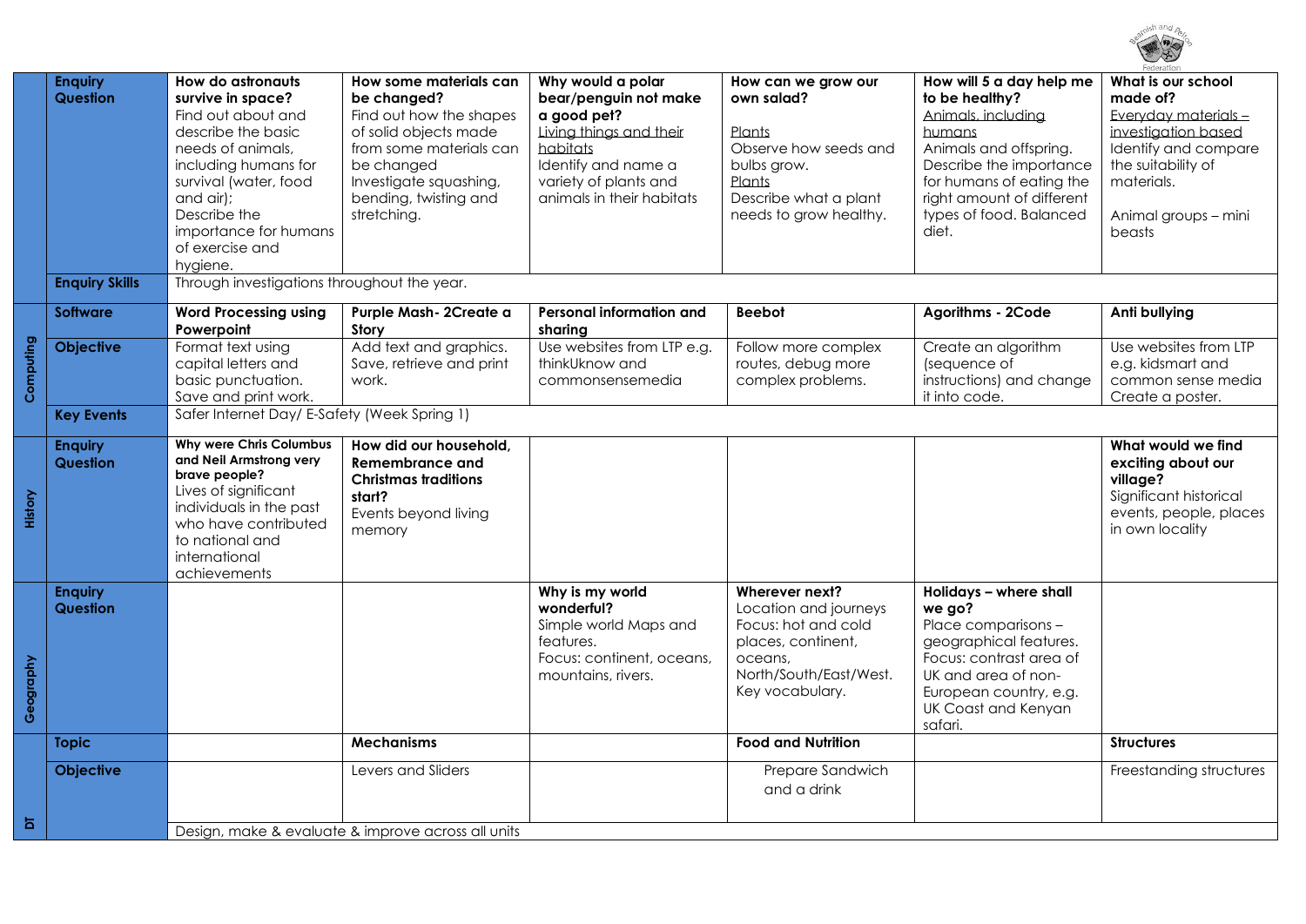| | | | | | | | |
|---|---|---|---|---|---|---|---|
| | **Enquiry Question** | **How do astronauts survive in space?** Find out about and describe the basic needs of animals, including humans for survival (water, food and air); Describe the importance for humans of exercise and hygiene. | **How some materials can be changed?** Find out how the shapes of solid objects made from some materials can be changed Investigate squashing, bending, twisting and stretching. | **Why would a polar bear/penguin not make a good pet?** Living things and their habitats Identify and name a variety of plants and animals in their habitats | **How can we grow our own salad?** Plants Observe how seeds and bulbs grow. Plants Describe what a plant needs to grow healthy. | **How will 5 a day help me to be healthy?** Animals, including humans Animals and offspring. Describe the importance for humans of eating the right amount of different types of food. Balanced diet. | **What is our school made of?** Everyday materials – investigation based Identify and compare the suitability of materials. Animal groups – mini beasts |
| | **Enquiry Skills** | Through investigations throughout the year. | | | | | |
| **Computing** | **Software** | **Word Processing using Powerpoint** | **Purple Mash- 2Create a Story** | **Personal information and sharing** | **Beebot** | **Agorithms - 2Code** | **Anti bullying** |
| | **Objective** | Format text using capital letters and basic punctuation. Save and print work. | Add text and graphics. Save, retrieve and print work. | Use websites from LTP e.g. thinkUknow and commonsensemedia | Follow more complex routes, debug more complex problems. | Create an algorithm (sequence of instructions) and change it into code. | Use websites from LTP e.g. kidsmart and common sense media Create a poster. |
| | **Key Events** | Safer Internet Day/ E-Safety (Week Spring 1) | | | | | |
| **History** | **Enquiry Question** | **Why were Chris Columbus and Neil Armstrong very brave people?** Lives of significant individuals in the past who have contributed to national and international achievements | **How did our household, Remembrance and Christmas traditions start?** Events beyond living memory | | | | **What would we find exciting about our village?** Significant historical events, people, places in own locality |
| **Geography** | **Enquiry Question** | | | **Why is my world wonderful?** Simple world Maps and features. Focus: continent, oceans, mountains, rivers. | **Wherever next?** Location and journeys Focus: hot and cold places, continent, oceans, North/South/East/West. Key vocabulary. | **Holidays – where shall we go?** Place comparisons – geographical features. Focus: contrast area of UK and area of non-European country, e.g. UK Coast and Kenyan safari. | |
| **DT** | **Topic** | | **Mechanisms** | | **Food and Nutrition** | | **Structures** |
| | **Objective** | | Levers and Sliders | | Prepare Sandwich and a drink | | Freestanding structures |
| | | Design, make & evaluate & improve across all units | | | | | |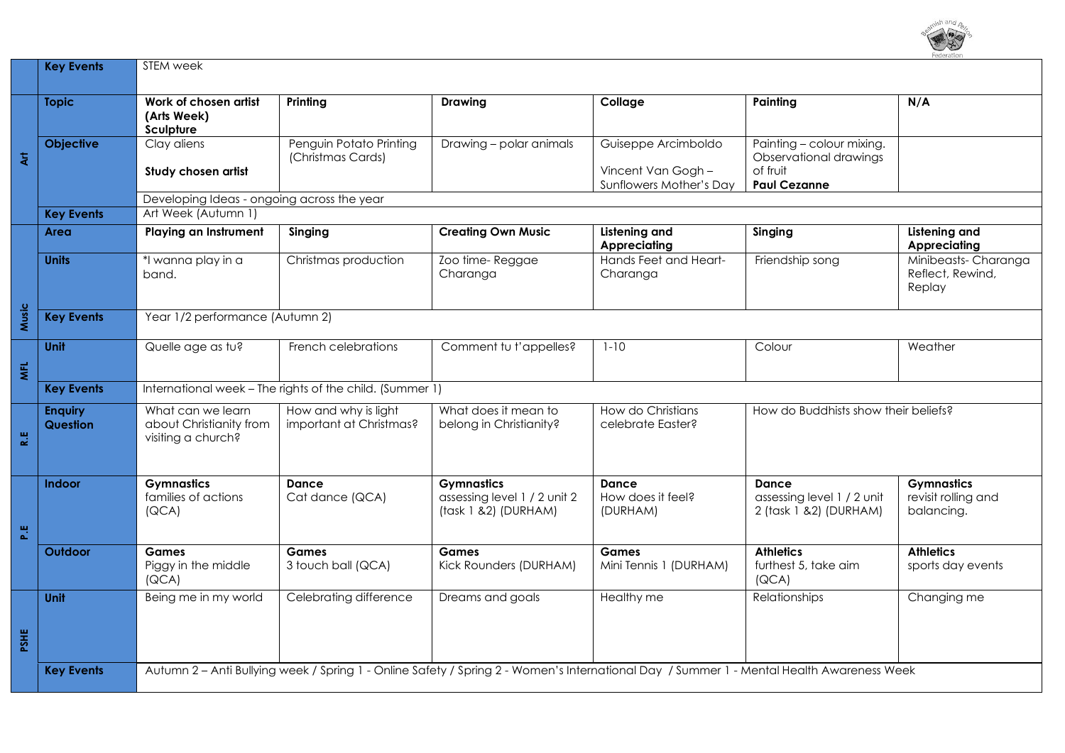| | | | | | | | |
|---|---|---|---|---|---|---|---|
| | **Key Events** | STEM week | | | | | |
| **Art** | **Topic** | **Work of chosen artist (Arts Week) Sculpture** | **Printing** | **Drawing** | **Collage** | **Painting** | **N/A** |
| | **Objective** | Clay aliens<br><br>**Study chosen artist** | Penguin Potato Printing (Christmas Cards) | Drawing – polar animals | Guiseppe Arcimboldo<br><br>Vincent Van Gogh – Sunflowers Mother's Day | Painting – colour mixing. Observational drawings of fruit<br>**Paul Cezanne** | |
| | | Developing Ideas - ongoing across the year | | | | | |
| | **Key Events** | Art Week (Autumn 1) | | | | | |
| **Music** | **Area** | **Playing an Instrument** | **Singing** | **Creating Own Music** | **Listening and Appreciating** | **Singing** | **Listening and Appreciating** |
| | **Units** | *I wanna play in a band. | Christmas production | Zoo time- Reggae Charanga | Hands Feet and Heart- Charanga | Friendship song | Minibeasts- Charanga Reflect, Rewind, Replay |
| | **Key Events** | Year 1/2 performance (Autumn 2) | | | | | |
| **MFL** | **Unit** | Quelle age as tu? | French celebrations | Comment tu t'appelles? | 1-10 | Colour | Weather |
| | **Key Events** | International week – The rights of the child. (Summer 1) | | | | | |
| **R.E** | **Enquiry Question** | What can we learn about Christianity from visiting a church? | How and why is light important at Christmas? | What does it mean to belong in Christianity? | How do Christians celebrate Easter? | How do Buddhists show their beliefs? | |
| **P.E** | **Indoor** | **Gymnastics** families of actions (QCA) | **Dance** Cat dance (QCA) | **Gymnastics** assessing level 1 / 2 unit 2 (task 1 &2) (DURHAM) | **Dance** How does it feel? (DURHAM) | **Dance** assessing level 1 / 2 unit 2 (task 1 &2) (DURHAM) | **Gymnastics** revisit rolling and balancing. |
| | **Outdoor** | **Games** Piggy in the middle (QCA) | **Games** 3 touch ball (QCA) | **Games** Kick Rounders (DURHAM) | **Games** Mini Tennis 1 (DURHAM) | **Athletics** furthest 5, take aim (QCA) | **Athletics** sports day events |
| **PSHE** | **Unit** | Being me in my world | Celebrating difference | Dreams and goals | Healthy me | Relationships | Changing me |
| | **Key Events** | Autumn 2 – Anti Bullying week / Spring 1 - Online Safety / Spring 2 - Women's International Day / Summer 1 - Mental Health Awareness Week | | | | | |